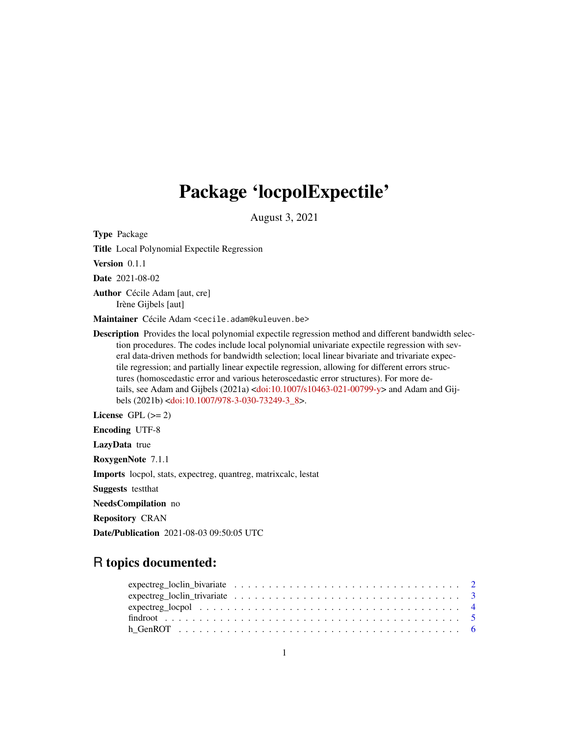# Package 'locpolExpectile'

August 3, 2021

**Type** Package

**Title** Local Polynomial Expectile Regression

**Version** 0.1.1

**Date** 2021-08-02

**Author** Cécile Adam [aut, cre]
Irène Gijbels [aut]

**Maintainer** Cécile Adam <cecile.adam@kuleuven.be>

**Description** Provides the local polynomial expectile regression method and different bandwidth selection procedures. The codes include local polynomial univariate expectile regression with several data-driven methods for bandwidth selection; local linear bivariate and trivariate expectile regression; and partially linear expectile regression, allowing for different errors structures (homoscedastic error and various heteroscedastic error structures). For more details, see Adam and Gijbels (2021a) <doi:10.1007/s10463-021-00799-y> and Adam and Gijbels (2021b) <doi:10.1007/978-3-030-73249-3_8>.

**License** GPL (>= 2)

**Encoding** UTF-8

**LazyData** true

**RoxygenNote** 7.1.1

**Imports** locpol, stats, expectreg, quantreg, matrixcalc, lestat

**Suggests** testthat

**NeedsCompilation** no

**Repository** CRAN

**Date/Publication** 2021-08-03 09:50:05 UTC

## R topics documented:

- expectreg_loclin_bivariate . . . . . . . . . . . . . . . . . . . . . . . . . . . . . . . . 2
- expectreg_loclin_trivariate . . . . . . . . . . . . . . . . . . . . . . . . . . . . . . . . 3
- expectreg_locpol . . . . . . . . . . . . . . . . . . . . . . . . . . . . . . . . . . . . . 4
- findroot . . . . . . . . . . . . . . . . . . . . . . . . . . . . . . . . . . . . . . . . . . 5
- h_GenROT . . . . . . . . . . . . . . . . . . . . . . . . . . . . . . . . . . . . . . . . . 6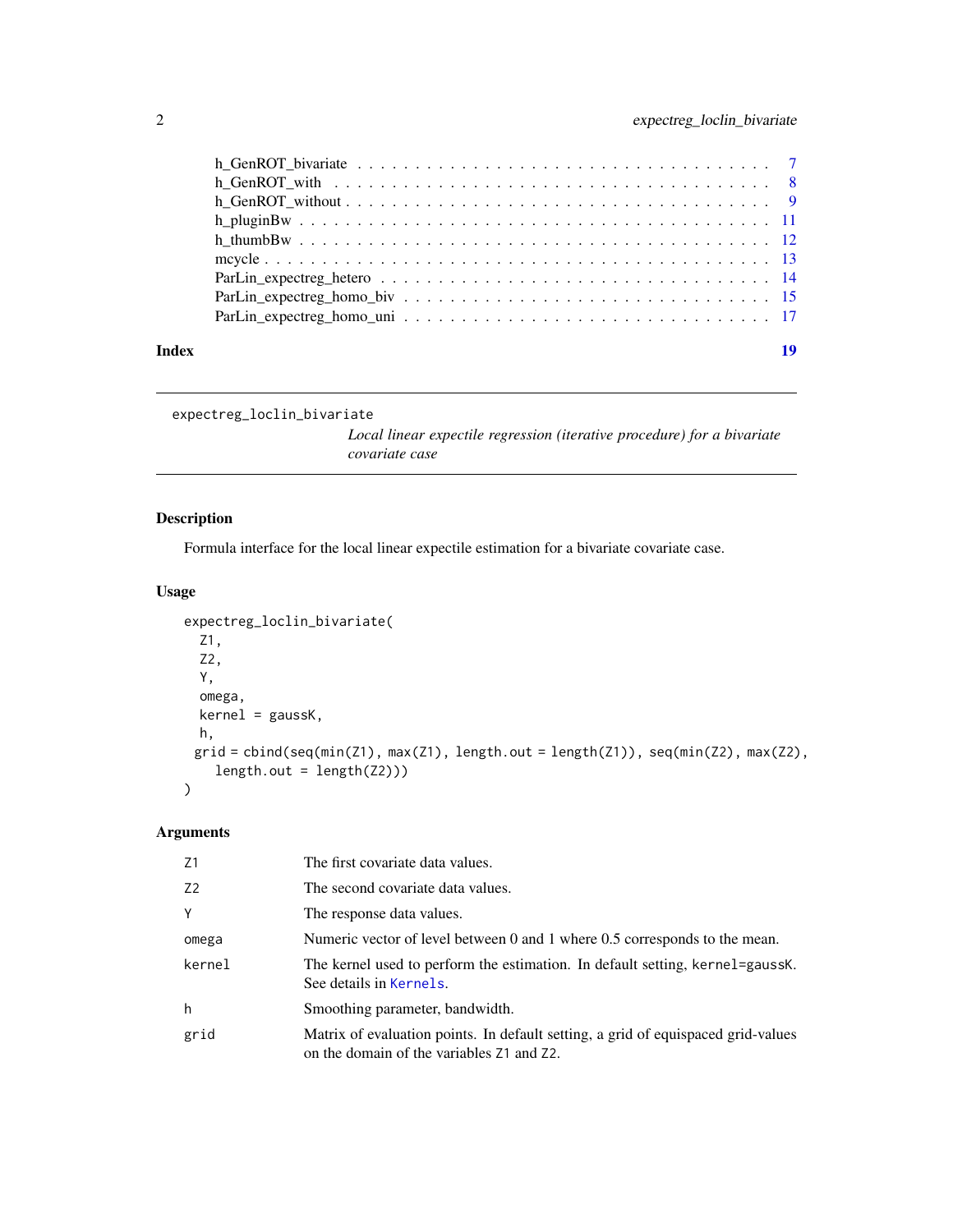| | |
|---|---|
| h_GenROT_bivariate | 7 |
| h_GenROT_with | 8 |
| h_GenROT_without | 9 |
| h_pluginBw | 11 |
| h_thumbBw | 12 |
| mcycle | 13 |
| ParLin_expectreg_hetero | 14 |
| ParLin_expectreg_homo_biv | 15 |
| ParLin_expectreg_homo_uni | 17 |

**Index** 19

---

## expectreg_loclin_bivariate

*Local linear expectile regression (iterative procedure) for a bivariate covariate case*

### Description

Formula interface for the local linear expectile estimation for a bivariate covariate case.

### Usage

```
expectreg_loclin_bivariate(
  Z1,
  Z2,
  Y,
  omega,
  kernel = gaussK,
  h,
 grid = cbind(seq(min(Z1), max(Z1), length.out = length(Z1)), seq(min(Z2), max(Z2),
    length.out = length(Z2)))
)
```

### Arguments

| | |
|---|---|
| Z1 | The first covariate data values. |
| Z2 | The second covariate data values. |
| Y | The response data values. |
| omega | Numeric vector of level between 0 and 1 where 0.5 corresponds to the mean. |
| kernel | The kernel used to perform the estimation. In default setting, kernel=gaussK. See details in Kernels. |
| h | Smoothing parameter, bandwidth. |
| grid | Matrix of evaluation points. In default setting, a grid of equispaced grid-values on the domain of the variables Z1 and Z2. |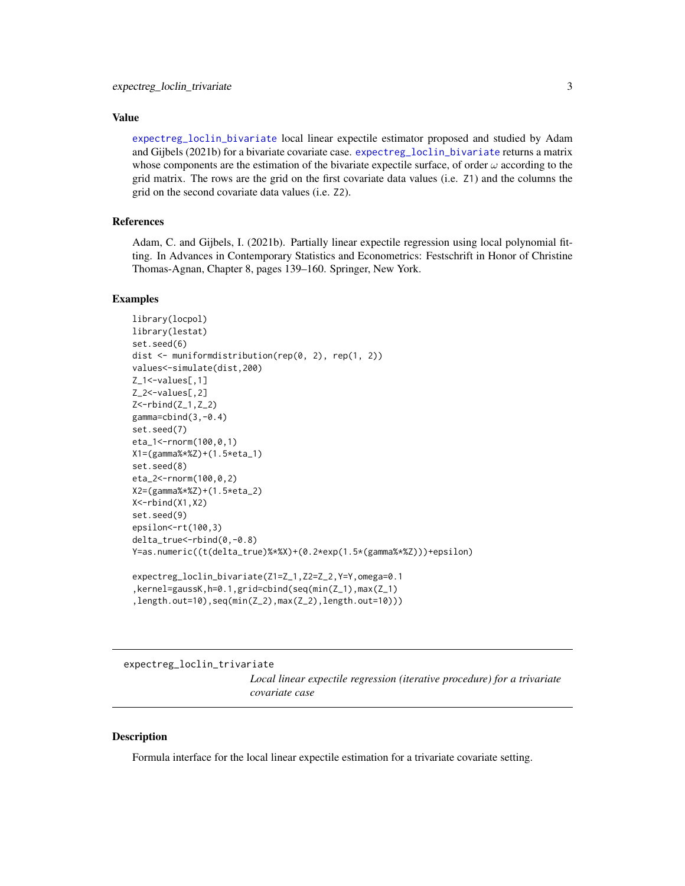### Value

`expectreg_loclin_bivariate` local linear expectile estimator proposed and studied by Adam and Gijbels (2021b) for a bivariate covariate case. `expectreg_loclin_bivariate` returns a matrix whose components are the estimation of the bivariate expectile surface, of order $\omega$ according to the grid matrix. The rows are the grid on the first covariate data values (i.e. Z1) and the columns the grid on the second covariate data values (i.e. Z2).

### References

Adam, C. and Gijbels, I. (2021b). Partially linear expectile regression using local polynomial fitting. In Advances in Contemporary Statistics and Econometrics: Festschrift in Honor of Christine Thomas-Agnan, Chapter 8, pages 139–160. Springer, New York.

### Examples

```
library(locpol)
library(lestat)
set.seed(6)
dist <- muniformdistribution(rep(0, 2), rep(1, 2))
values<-simulate(dist,200)
Z_1<-values[,1]
Z_2<-values[,2]
Z<-rbind(Z_1,Z_2)
gamma=cbind(3,-0.4)
set.seed(7)
eta_1<-rnorm(100,0,1)
X1=(gamma%*%Z)+(1.5*eta_1)
set.seed(8)
eta_2<-rnorm(100,0,2)
X2=(gamma%*%Z)+(1.5*eta_2)
X<-rbind(X1,X2)
set.seed(9)
epsilon<-rt(100,3)
delta_true<-rbind(0,-0.8)
Y=as.numeric((t(delta_true)%*%X)+(0.2*exp(1.5*(gamma%*%Z)))+epsilon)

expectreg_loclin_bivariate(Z1=Z_1,Z2=Z_2,Y=Y,omega=0.1
,kernel=gaussK,h=0.1,grid=cbind(seq(min(Z_1),max(Z_1)
,length.out=10),seq(min(Z_2),max(Z_2),length.out=10)))
```

---

## expectreg_loclin_trivariate

*Local linear expectile regression (iterative procedure) for a trivariate covariate case*

### Description

Formula interface for the local linear expectile estimation for a trivariate covariate setting.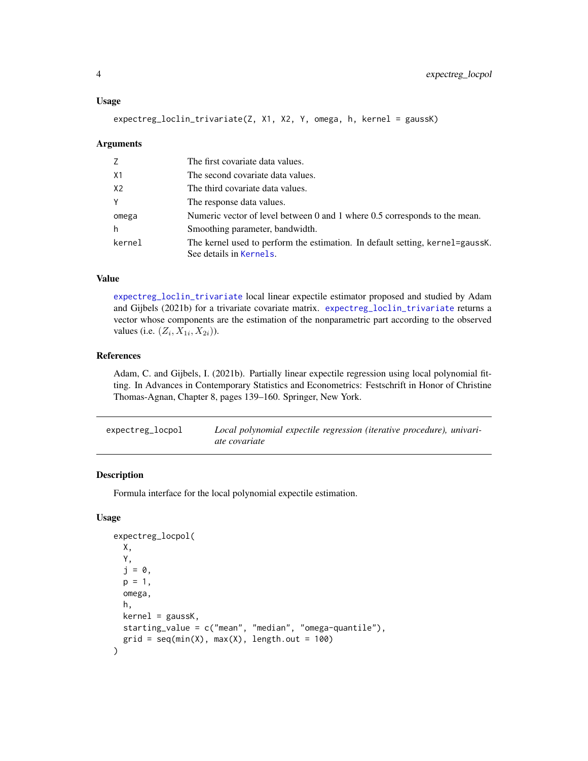### Usage

```
expectreg_loclin_trivariate(Z, X1, X2, Y, omega, h, kernel = gaussK)
```

### Arguments

| | |
|---|---|
| Z | The first covariate data values. |
| X1 | The second covariate data values. |
| X2 | The third covariate data values. |
| Y | The response data values. |
| omega | Numeric vector of level between 0 and 1 where 0.5 corresponds to the mean. |
| h | Smoothing parameter, bandwidth. |
| kernel | The kernel used to perform the estimation. In default setting, kernel=gaussK. See details in Kernels. |

### Value

expectreg_loclin_trivariate local linear expectile estimator proposed and studied by Adam and Gijbels (2021b) for a trivariate covariate matrix. expectreg_loclin_trivariate returns a vector whose components are the estimation of the nonparametric part according to the observed values (i.e. $(Z_i, X_{1i}, X_{2i})$).

### References

Adam, C. and Gijbels, I. (2021b). Partially linear expectile regression using local polynomial fitting. In Advances in Contemporary Statistics and Econometrics: Festschrift in Honor of Christine Thomas-Agnan, Chapter 8, pages 139–160. Springer, New York.

---

## expectreg_locpol *Local polynomial expectile regression (iterative procedure), univariate covariate*

### Description

Formula interface for the local polynomial expectile estimation.

### Usage

```
expectreg_locpol(
  X,
  Y,
  j = 0,
  p = 1,
  omega,
  h,
  kernel = gaussK,
  starting_value = c("mean", "median", "omega-quantile"),
  grid = seq(min(X), max(X), length.out = 100)
)
```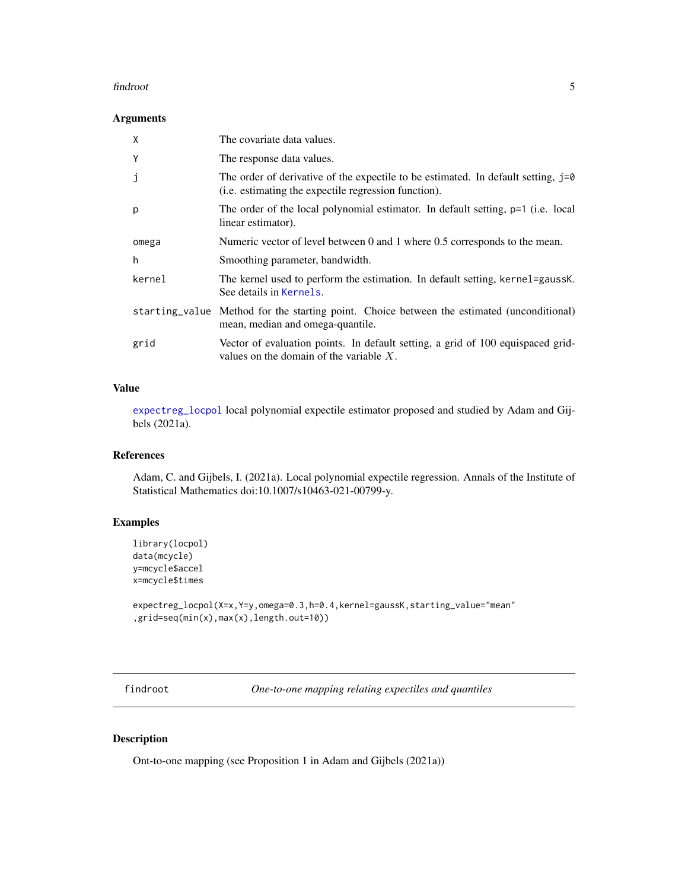## Arguments

| | |
|---|---|
| X | The covariate data values. |
| Y | The response data values. |
| j | The order of derivative of the expectile to be estimated. In default setting, j=0 (i.e. estimating the expectile regression function). |
| p | The order of the local polynomial estimator. In default setting, p=1 (i.e. local linear estimator). |
| omega | Numeric vector of level between 0 and 1 where 0.5 corresponds to the mean. |
| h | Smoothing parameter, bandwidth. |
| kernel | The kernel used to perform the estimation. In default setting, kernel=gaussK. See details in Kernels. |
| starting_value | Method for the starting point. Choice between the estimated (unconditional) mean, median and omega-quantile. |
| grid | Vector of evaluation points. In default setting, a grid of 100 equispaced grid-values on the domain of the variable $X$. |

## Value

expectreg_locpol local polynomial expectile estimator proposed and studied by Adam and Gijbels (2021a).

## References

Adam, C. and Gijbels, I. (2021a). Local polynomial expectile regression. Annals of the Institute of Statistical Mathematics doi:10.1007/s10463-021-00799-y.

## Examples

```
library(locpol)
data(mcycle)
y=mcycle$accel
x=mcycle$times

expectreg_locpol(X=x,Y=y,omega=0.3,h=0.4,kernel=gaussK,starting_value="mean"
,grid=seq(min(x),max(x),length.out=10))
```

---

# findroot — *One-to-one mapping relating expectiles and quantiles*

## Description

Ont-to-one mapping (see Proposition 1 in Adam and Gijbels (2021a))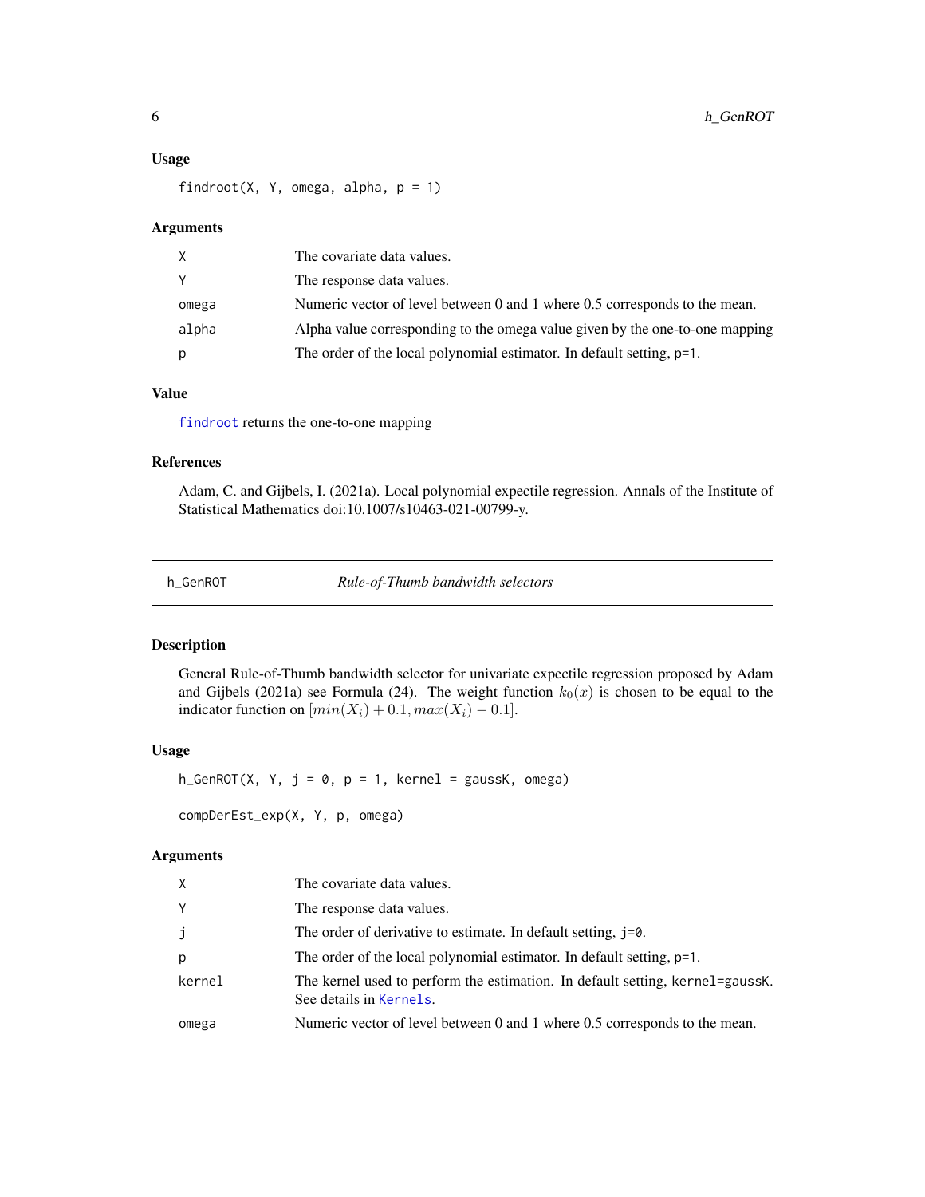### Usage

```
findroot(X, Y, omega, alpha, p = 1)
```

### Arguments

| | |
|---|---|
| X | The covariate data values. |
| Y | The response data values. |
| omega | Numeric vector of level between 0 and 1 where 0.5 corresponds to the mean. |
| alpha | Alpha value corresponding to the omega value given by the one-to-one mapping |
| p | The order of the local polynomial estimator. In default setting, p=1. |

### Value

findroot returns the one-to-one mapping

### References

Adam, C. and Gijbels, I. (2021a). Local polynomial expectile regression. Annals of the Institute of Statistical Mathematics doi:10.1007/s10463-021-00799-y.

---

## h_GenROT *Rule-of-Thumb bandwidth selectors*

---

### Description

General Rule-of-Thumb bandwidth selector for univariate expectile regression proposed by Adam and Gijbels (2021a) see Formula (24). The weight function $k_0(x)$ is chosen to be equal to the indicator function on $[min(X_i) + 0.1, max(X_i) - 0.1]$.

### Usage

```
h_GenROT(X, Y, j = 0, p = 1, kernel = gaussK, omega)

compDerEst_exp(X, Y, p, omega)
```

### Arguments

| | |
|---|---|
| X | The covariate data values. |
| Y | The response data values. |
| j | The order of derivative to estimate. In default setting, j=0. |
| p | The order of the local polynomial estimator. In default setting, p=1. |
| kernel | The kernel used to perform the estimation. In default setting, kernel=gaussK. See details in Kernels. |
| omega | Numeric vector of level between 0 and 1 where 0.5 corresponds to the mean. |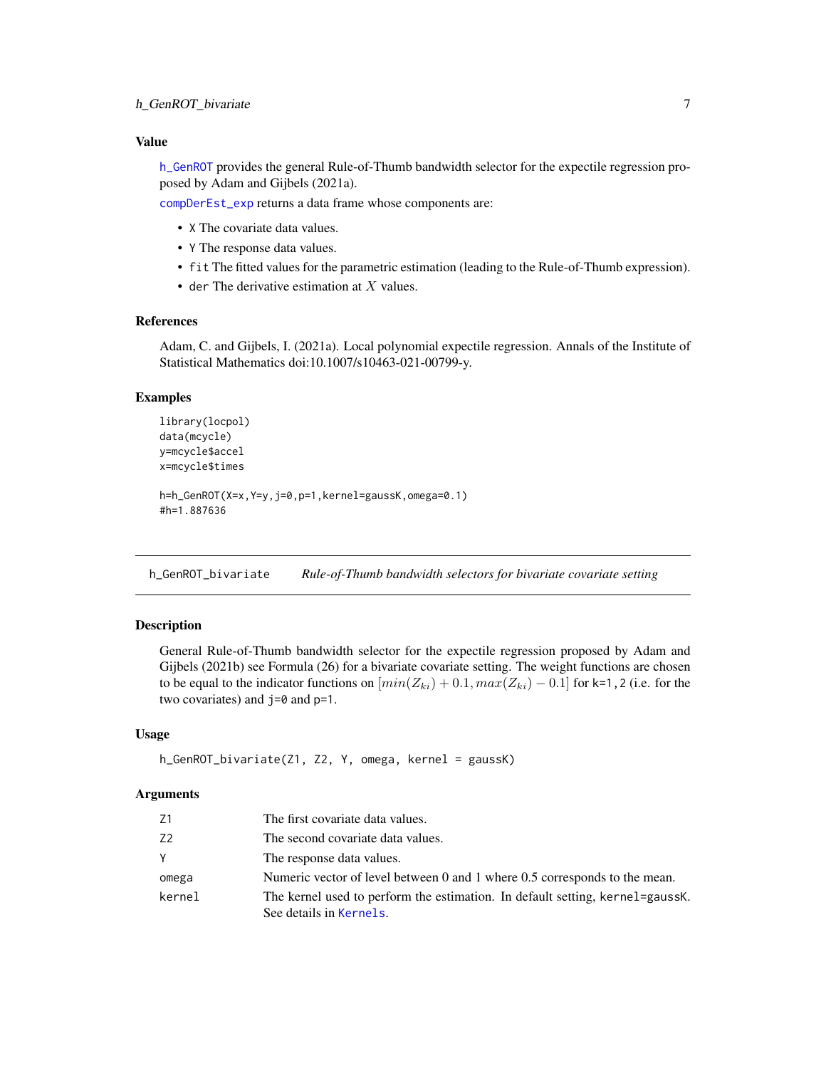### Value

`h_GenROT` provides the general Rule-of-Thumb bandwidth selector for the expectile regression proposed by Adam and Gijbels (2021a).

`compDerEst_exp` returns a data frame whose components are:

- `X` The covariate data values.
- `Y` The response data values.
- `fit` The fitted values for the parametric estimation (leading to the Rule-of-Thumb expression).
- `der` The derivative estimation at $X$ values.

### References

Adam, C. and Gijbels, I. (2021a). Local polynomial expectile regression. Annals of the Institute of Statistical Mathematics doi:10.1007/s10463-021-00799-y.

### Examples

```
library(locpol)
data(mcycle)
y=mcycle$accel
x=mcycle$times

h=h_GenROT(X=x,Y=y,j=0,p=1,kernel=gaussK,omega=0.1)
#h=1.887636
```

---

## h_GenROT_bivariate    *Rule-of-Thumb bandwidth selectors for bivariate covariate setting*

### Description

General Rule-of-Thumb bandwidth selector for the expectile regression proposed by Adam and Gijbels (2021b) see Formula (26) for a bivariate covariate setting. The weight functions are chosen to be equal to the indicator functions on $[min(Z_{ki}) + 0.1, max(Z_{ki}) - 0.1]$ for `k=1,2` (i.e. for the two covariates) and `j=0` and `p=1`.

### Usage

```
h_GenROT_bivariate(Z1, Z2, Y, omega, kernel = gaussK)
```

### Arguments

| | |
|---|---|
| `Z1` | The first covariate data values. |
| `Z2` | The second covariate data values. |
| `Y` | The response data values. |
| `omega` | Numeric vector of level between 0 and 1 where 0.5 corresponds to the mean. |
| `kernel` | The kernel used to perform the estimation. In default setting, `kernel=gaussK`. See details in `Kernels`. |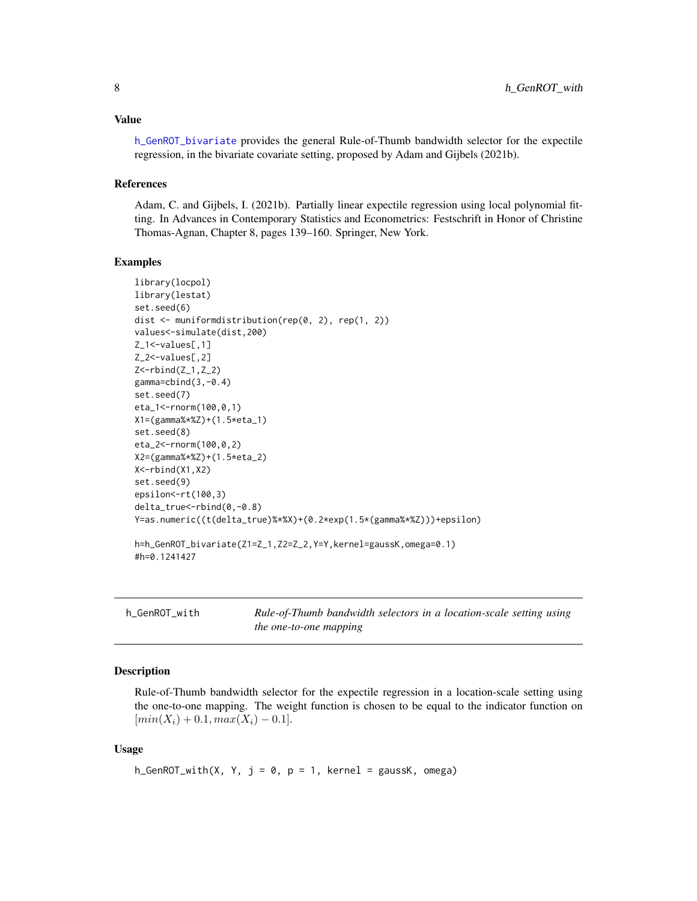### Value

h_GenROT_bivariate provides the general Rule-of-Thumb bandwidth selector for the expectile regression, in the bivariate covariate setting, proposed by Adam and Gijbels (2021b).

### References

Adam, C. and Gijbels, I. (2021b). Partially linear expectile regression using local polynomial fitting. In Advances in Contemporary Statistics and Econometrics: Festschrift in Honor of Christine Thomas-Agnan, Chapter 8, pages 139–160. Springer, New York.

### Examples

```
library(locpol)
library(lestat)
set.seed(6)
dist <- muniformdistribution(rep(0, 2), rep(1, 2))
values<-simulate(dist,200)
Z_1<-values[,1]
Z_2<-values[,2]
Z<-rbind(Z_1,Z_2)
gamma=cbind(3,-0.4)
set.seed(7)
eta_1<-rnorm(100,0,1)
X1=(gamma%*%Z)+(1.5*eta_1)
set.seed(8)
eta_2<-rnorm(100,0,2)
X2=(gamma%*%Z)+(1.5*eta_2)
X<-rbind(X1,X2)
set.seed(9)
epsilon<-rt(100,3)
delta_true<-rbind(0,-0.8)
Y=as.numeric((t(delta_true)%*%X)+(0.2*exp(1.5*(gamma%*%Z)))+epsilon)

h=h_GenROT_bivariate(Z1=Z_1,Z2=Z_2,Y=Y,kernel=gaussK,omega=0.1)
#h=0.1241427
```

---

## h_GenROT_with — *Rule-of-Thumb bandwidth selectors in a location-scale setting using the one-to-one mapping*

### Description

Rule-of-Thumb bandwidth selector for the expectile regression in a location-scale setting using the one-to-one mapping. The weight function is chosen to be equal to the indicator function on $[min(X_i) + 0.1, max(X_i) - 0.1]$.

### Usage

```
h_GenROT_with(X, Y, j = 0, p = 1, kernel = gaussK, omega)
```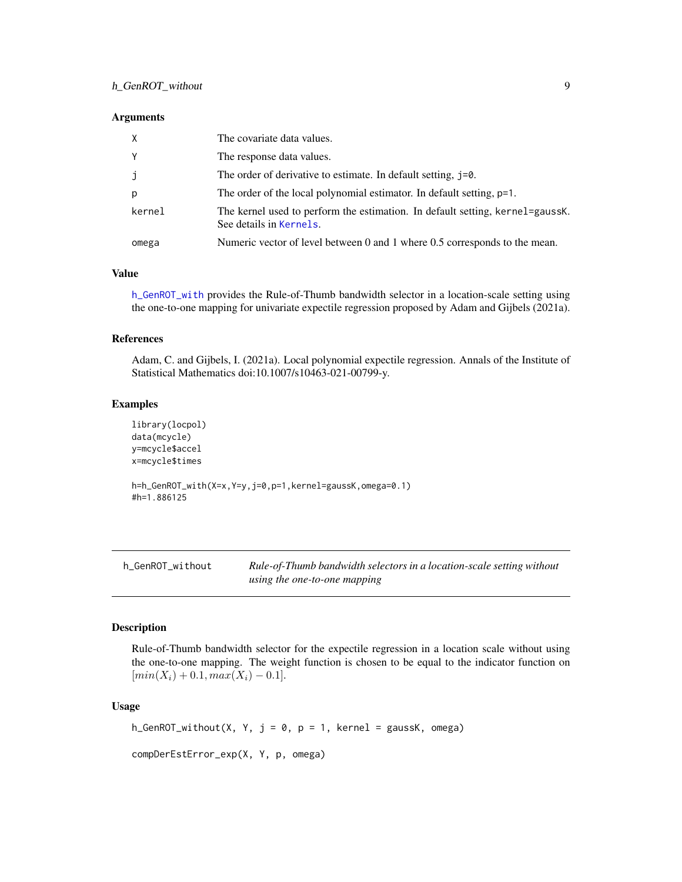### Arguments

| | |
|---|---|
| X | The covariate data values. |
| Y | The response data values. |
| j | The order of derivative to estimate. In default setting, j=0. |
| p | The order of the local polynomial estimator. In default setting, p=1. |
| kernel | The kernel used to perform the estimation. In default setting, kernel=gaussK. See details in Kernels. |
| omega | Numeric vector of level between 0 and 1 where 0.5 corresponds to the mean. |

### Value

h_GenROT_with provides the Rule-of-Thumb bandwidth selector in a location-scale setting using the one-to-one mapping for univariate expectile regression proposed by Adam and Gijbels (2021a).

### References

Adam, C. and Gijbels, I. (2021a). Local polynomial expectile regression. Annals of the Institute of Statistical Mathematics doi:10.1007/s10463-021-00799-y.

### Examples

```
library(locpol)
data(mcycle)
y=mcycle$accel
x=mcycle$times

h=h_GenROT_with(X=x,Y=y,j=0,p=1,kernel=gaussK,omega=0.1)
#h=1.886125
```

---

## h_GenROT_without — *Rule-of-Thumb bandwidth selectors in a location-scale setting without using the one-to-one mapping*

### Description

Rule-of-Thumb bandwidth selector for the expectile regression in a location scale without using the one-to-one mapping. The weight function is chosen to be equal to the indicator function on $[min(X_i) + 0.1, max(X_i) - 0.1]$.

### Usage

```
h_GenROT_without(X, Y, j = 0, p = 1, kernel = gaussK, omega)

compDerEstError_exp(X, Y, p, omega)
```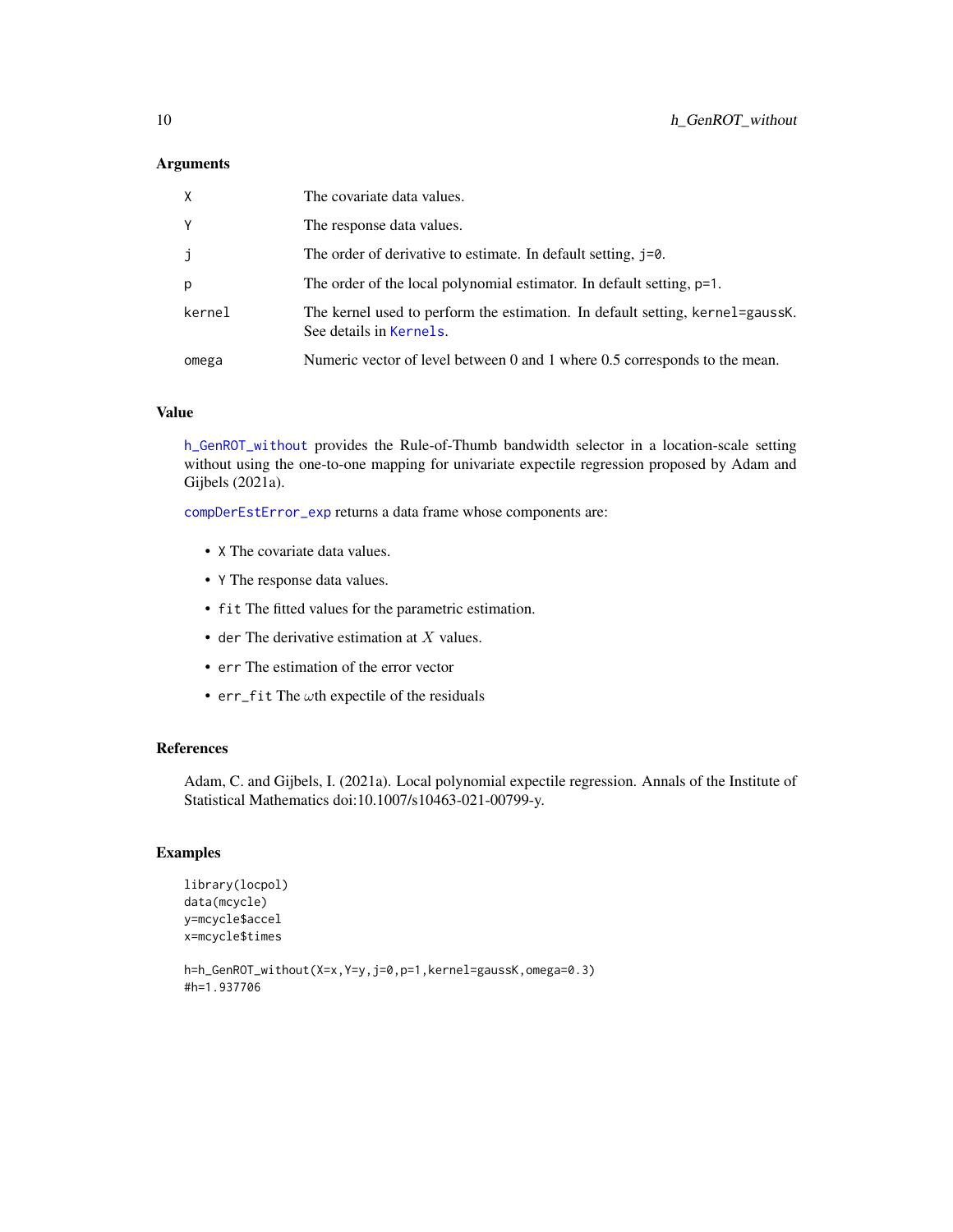## Arguments

| | |
|---|---|
| X | The covariate data values. |
| Y | The response data values. |
| j | The order of derivative to estimate. In default setting, j=0. |
| p | The order of the local polynomial estimator. In default setting, p=1. |
| kernel | The kernel used to perform the estimation. In default setting, kernel=gaussK. See details in Kernels. |
| omega | Numeric vector of level between 0 and 1 where 0.5 corresponds to the mean. |

## Value

h_GenROT_without provides the Rule-of-Thumb bandwidth selector in a location-scale setting without using the one-to-one mapping for univariate expectile regression proposed by Adam and Gijbels (2021a).

compDerEstError_exp returns a data frame whose components are:

- X The covariate data values.
- Y The response data values.
- fit The fitted values for the parametric estimation.
- der The derivative estimation at $X$ values.
- err The estimation of the error vector
- err_fit The $\omega$th expectile of the residuals

## References

Adam, C. and Gijbels, I. (2021a). Local polynomial expectile regression. Annals of the Institute of Statistical Mathematics doi:10.1007/s10463-021-00799-y.

## Examples

```
library(locpol)
data(mcycle)
y=mcycle$accel
x=mcycle$times

h=h_GenROT_without(X=x,Y=y,j=0,p=1,kernel=gaussK,omega=0.3)
#h=1.937706
```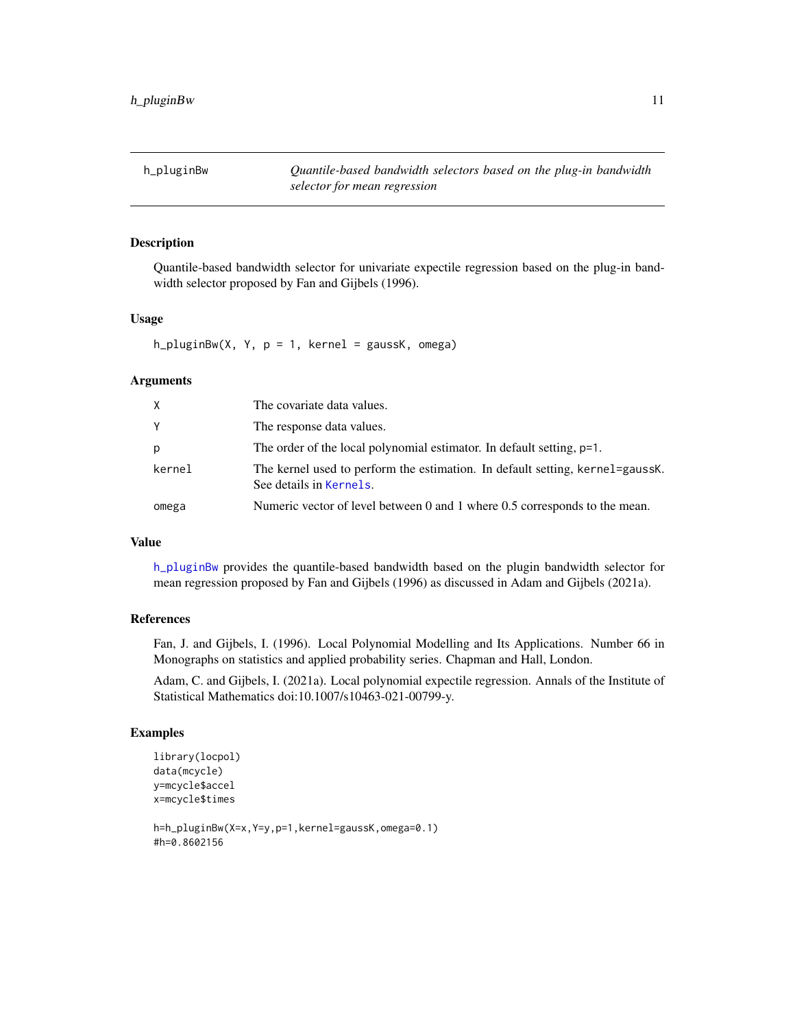## h_pluginBw — *Quantile-based bandwidth selectors based on the plug-in bandwidth selector for mean regression*

### Description

Quantile-based bandwidth selector for univariate expectile regression based on the plug-in bandwidth selector proposed by Fan and Gijbels (1996).

### Usage

```
h_pluginBw(X, Y, p = 1, kernel = gaussK, omega)
```

### Arguments

| | |
|---|---|
| `X` | The covariate data values. |
| `Y` | The response data values. |
| `p` | The order of the local polynomial estimator. In default setting, `p=1`. |
| `kernel` | The kernel used to perform the estimation. In default setting, `kernel=gaussK`. See details in `Kernels`. |
| `omega` | Numeric vector of level between 0 and 1 where 0.5 corresponds to the mean. |

### Value

`h_pluginBw` provides the quantile-based bandwidth based on the plugin bandwidth selector for mean regression proposed by Fan and Gijbels (1996) as discussed in Adam and Gijbels (2021a).

### References

Fan, J. and Gijbels, I. (1996). Local Polynomial Modelling and Its Applications. Number 66 in Monographs on statistics and applied probability series. Chapman and Hall, London.

Adam, C. and Gijbels, I. (2021a). Local polynomial expectile regression. Annals of the Institute of Statistical Mathematics doi:10.1007/s10463-021-00799-y.

### Examples

```
library(locpol)
data(mcycle)
y=mcycle$accel
x=mcycle$times

h=h_pluginBw(X=x,Y=y,p=1,kernel=gaussK,omega=0.1)
#h=0.8602156
```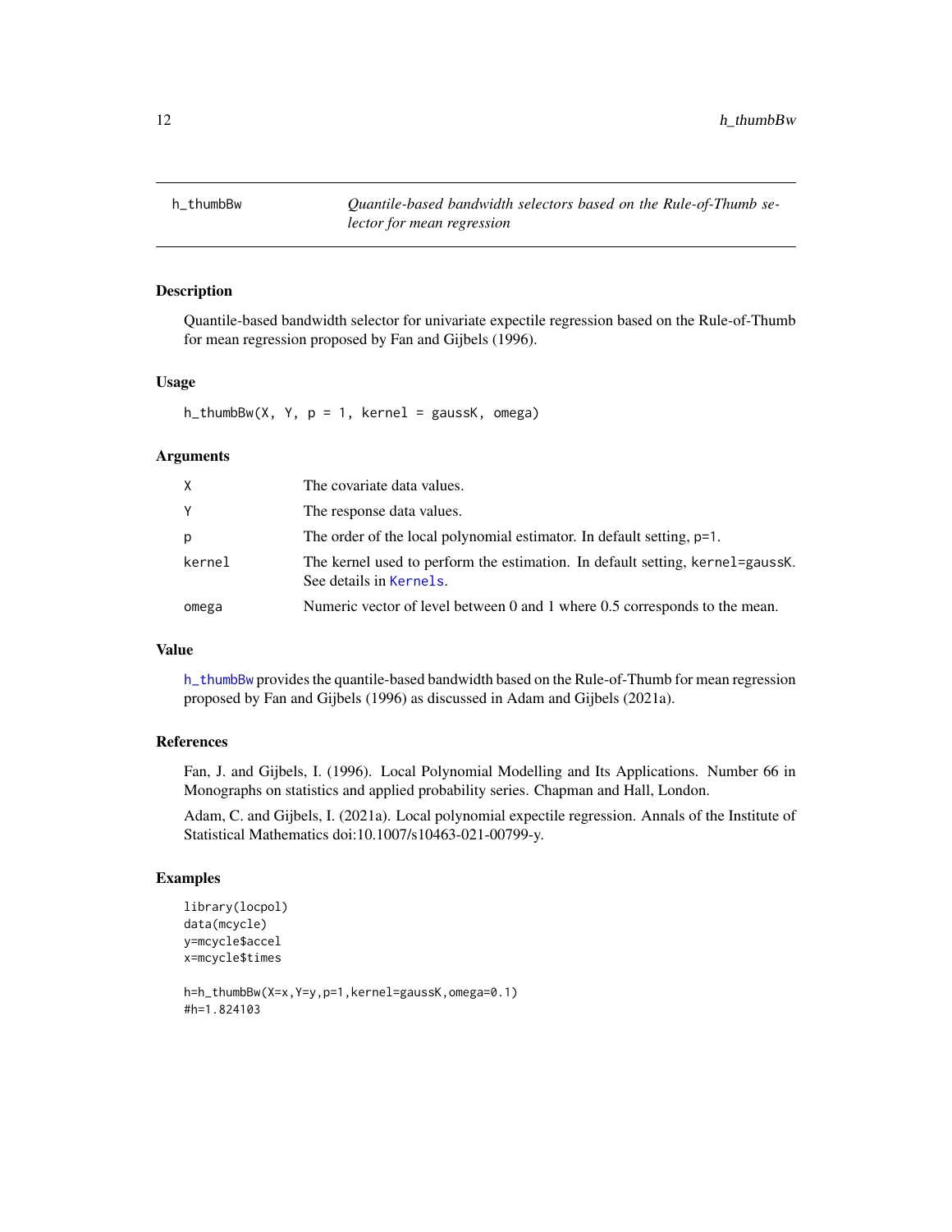h_thumbBw    *Quantile-based bandwidth selectors based on the Rule-of-Thumb selector for mean regression*

## Description

Quantile-based bandwidth selector for univariate expectile regression based on the Rule-of-Thumb for mean regression proposed by Fan and Gijbels (1996).

## Usage

```
h_thumbBw(X, Y, p = 1, kernel = gaussK, omega)
```

## Arguments

| | |
|---|---|
| X | The covariate data values. |
| Y | The response data values. |
| p | The order of the local polynomial estimator. In default setting, p=1. |
| kernel | The kernel used to perform the estimation. In default setting, kernel=gaussK. See details in Kernels. |
| omega | Numeric vector of level between 0 and 1 where 0.5 corresponds to the mean. |

## Value

h_thumbBw provides the quantile-based bandwidth based on the Rule-of-Thumb for mean regression proposed by Fan and Gijbels (1996) as discussed in Adam and Gijbels (2021a).

## References

Fan, J. and Gijbels, I. (1996). Local Polynomial Modelling and Its Applications. Number 66 in Monographs on statistics and applied probability series. Chapman and Hall, London.

Adam, C. and Gijbels, I. (2021a). Local polynomial expectile regression. Annals of the Institute of Statistical Mathematics doi:10.1007/s10463-021-00799-y.

## Examples

```
library(locpol)
data(mcycle)
y=mcycle$accel
x=mcycle$times

h=h_thumbBw(X=x,Y=y,p=1,kernel=gaussK,omega=0.1)
#h=1.824103
```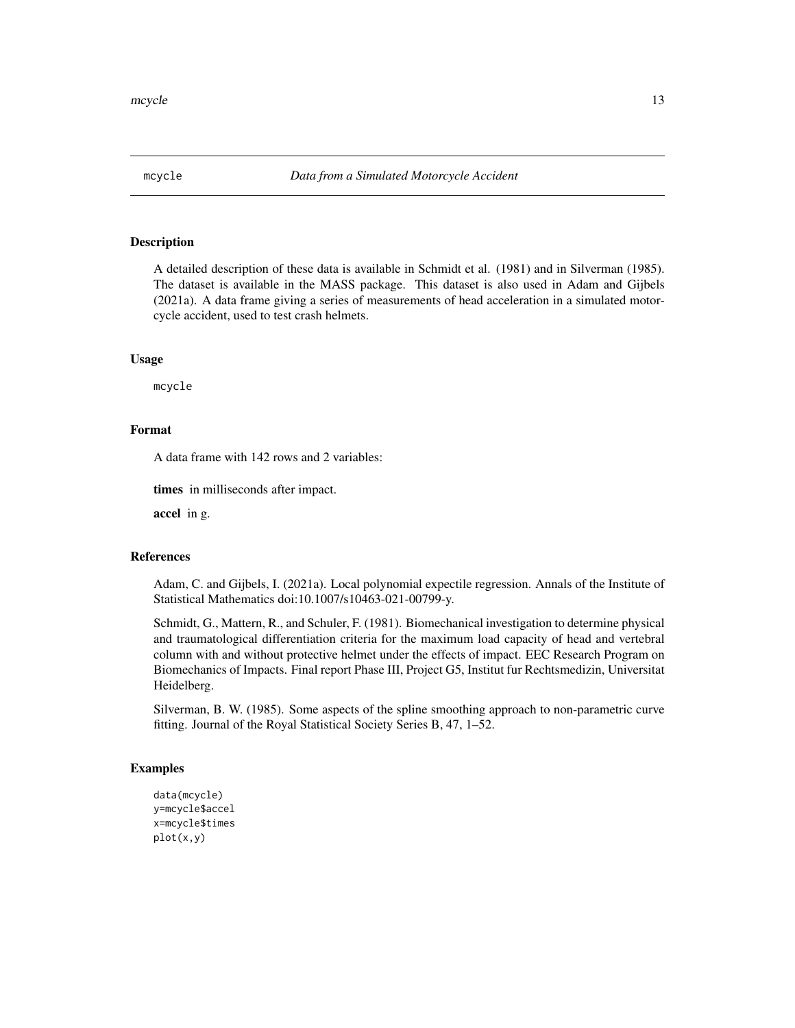mcycle *Data from a Simulated Motorcycle Accident*

## Description

A detailed description of these data is available in Schmidt et al. (1981) and in Silverman (1985). The dataset is available in the MASS package. This dataset is also used in Adam and Gijbels (2021a). A data frame giving a series of measurements of head acceleration in a simulated motorcycle accident, used to test crash helmets.

## Usage

```
mcycle
```

## Format

A data frame with 142 rows and 2 variables:

**times** in milliseconds after impact.

**accel** in g.

## References

Adam, C. and Gijbels, I. (2021a). Local polynomial expectile regression. Annals of the Institute of Statistical Mathematics doi:10.1007/s10463-021-00799-y.

Schmidt, G., Mattern, R., and Schuler, F. (1981). Biomechanical investigation to determine physical and traumatological differentiation criteria for the maximum load capacity of head and vertebral column with and without protective helmet under the effects of impact. EEC Research Program on Biomechanics of Impacts. Final report Phase III, Project G5, Institut fur Rechtsmedizin, Universitat Heidelberg.

Silverman, B. W. (1985). Some aspects of the spline smoothing approach to non-parametric curve fitting. Journal of the Royal Statistical Society Series B, 47, 1–52.

## Examples

```
data(mcycle)
y=mcycle$accel
x=mcycle$times
plot(x,y)
```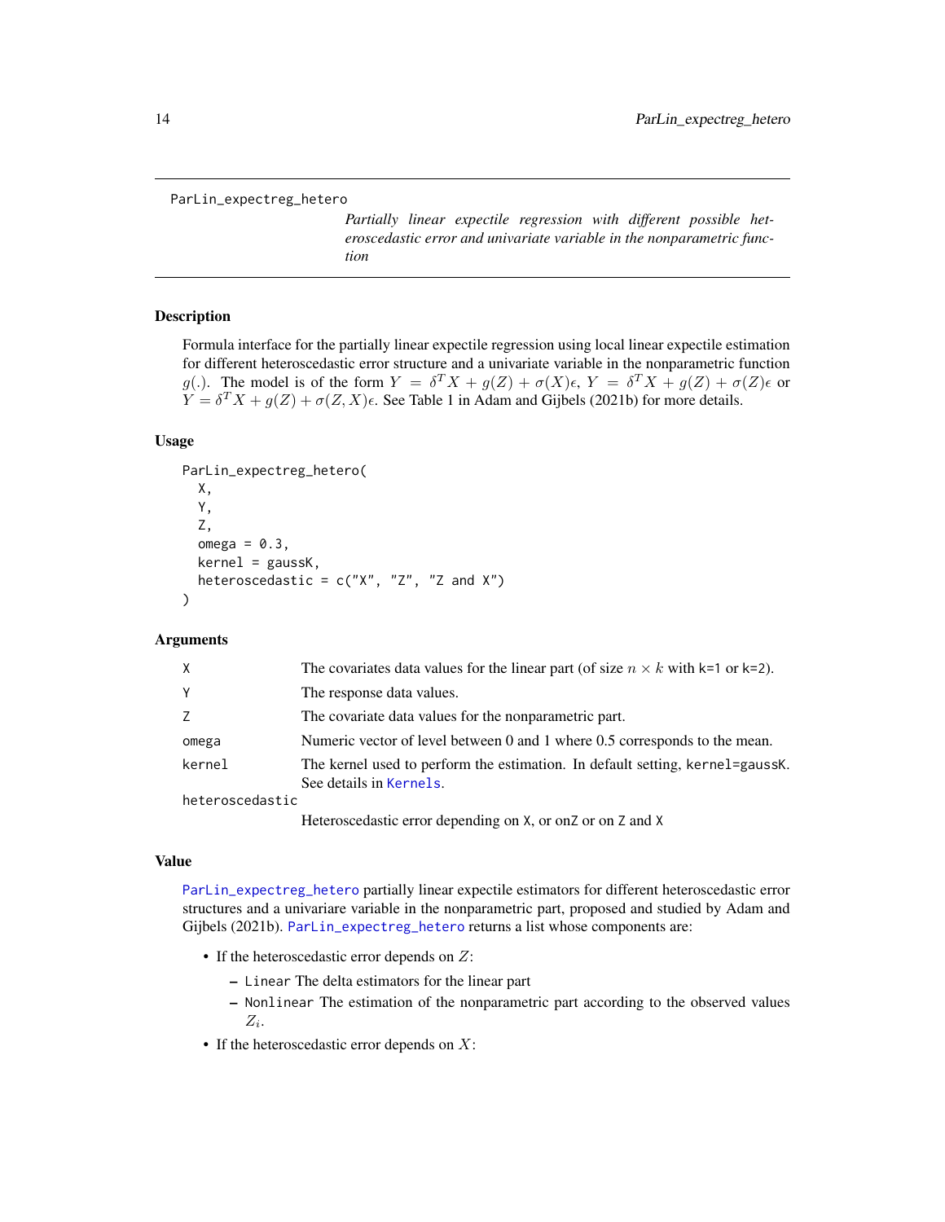ParLin_expectreg_hetero

*Partially linear expectile regression with different possible heteroscedastic error and univariate variable in the nonparametric function*

### Description

Formula interface for the partially linear expectile regression using local linear expectile estimation for different heteroscedastic error structure and a univariate variable in the nonparametric function $g(.)$. The model is of the form $Y = \delta^T X + g(Z) + \sigma(X)\epsilon$, $Y = \delta^T X + g(Z) + \sigma(Z)\epsilon$ or $Y = \delta^T X + g(Z) + \sigma(Z, X)\epsilon$. See Table 1 in Adam and Gijbels (2021b) for more details.

### Usage

```
ParLin_expectreg_hetero(
  X,
  Y,
  Z,
  omega = 0.3,
  kernel = gaussK,
  heteroscedastic = c("X", "Z", "Z and X")
)
```

### Arguments

| | |
|---|---|
| X | The covariates data values for the linear part (of size $n \times k$ with k=1 or k=2). |
| Y | The response data values. |
| Z | The covariate data values for the nonparametric part. |
| omega | Numeric vector of level between 0 and 1 where 0.5 corresponds to the mean. |
| kernel | The kernel used to perform the estimation. In default setting, kernel=gaussK. See details in Kernels. |
| heteroscedastic | Heteroscedastic error depending on X, or onZ or on Z and X |

### Value

ParLin_expectreg_hetero partially linear expectile estimators for different heteroscedastic error structures and a univariare variable in the nonparametric part, proposed and studied by Adam and Gijbels (2021b). ParLin_expectreg_hetero returns a list whose components are:

- If the heteroscedastic error depends on $Z$:
  - Linear The delta estimators for the linear part
  - Nonlinear The estimation of the nonparametric part according to the observed values $Z_i$.
- If the heteroscedastic error depends on $X$: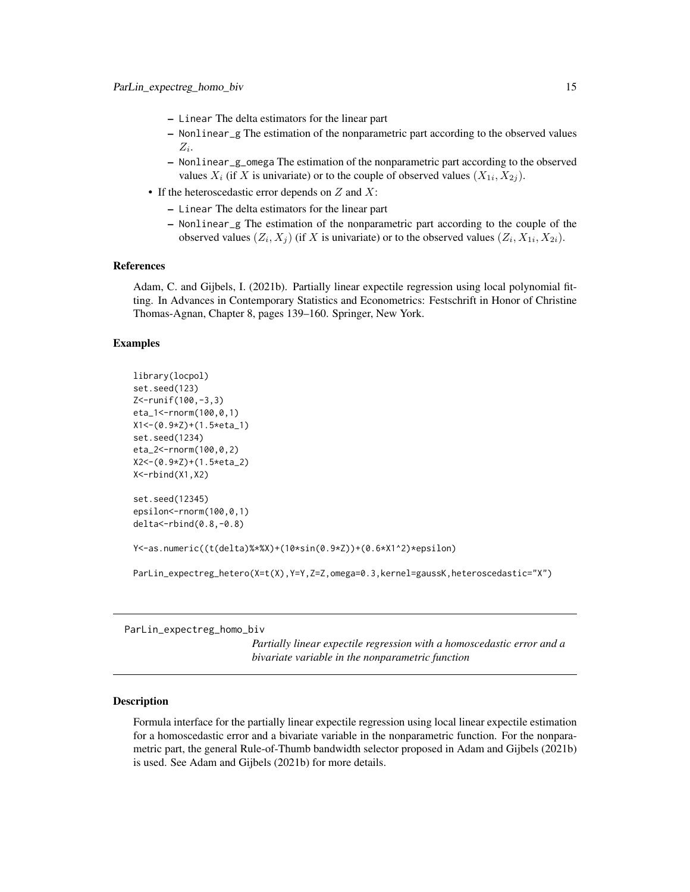- Linear The delta estimators for the linear part
- Nonlinear_g The estimation of the nonparametric part according to the observed values $Z_i$.
- Nonlinear_g_omega The estimation of the nonparametric part according to the observed values $X_i$ (if $X$ is univariate) or to the couple of observed values $(X_{1i}, X_{2j})$.

- If the heteroscedastic error depends on $Z$ and $X$:
  - Linear The delta estimators for the linear part
  - Nonlinear_g The estimation of the nonparametric part according to the couple of the observed values $(Z_i, X_j)$ (if $X$ is univariate) or to the observed values $(Z_i, X_{1i}, X_{2i})$.

### References

Adam, C. and Gijbels, I. (2021b). Partially linear expectile regression using local polynomial fitting. In Advances in Contemporary Statistics and Econometrics: Festschrift in Honor of Christine Thomas-Agnan, Chapter 8, pages 139–160. Springer, New York.

### Examples

```
library(locpol)
set.seed(123)
Z<-runif(100,-3,3)
eta_1<-rnorm(100,0,1)
X1<-(0.9*Z)+(1.5*eta_1)
set.seed(1234)
eta_2<-rnorm(100,0,2)
X2<-(0.9*Z)+(1.5*eta_2)
X<-rbind(X1,X2)

set.seed(12345)
epsilon<-rnorm(100,0,1)
delta<-rbind(0.8,-0.8)

Y<-as.numeric((t(delta)%*%X)+(10*sin(0.9*Z))+(0.6*X1^2)*epsilon)

ParLin_expectreg_hetero(X=t(X),Y=Y,Z=Z,omega=0.3,kernel=gaussK,heteroscedastic="X")
```

---

## ParLin_expectreg_homo_biv

*Partially linear expectile regression with a homoscedastic error and a bivariate variable in the nonparametric function*

### Description

Formula interface for the partially linear expectile regression using local linear expectile estimation for a homoscedastic error and a bivariate variable in the nonparametric function. For the nonparametric part, the general Rule-of-Thumb bandwidth selector proposed in Adam and Gijbels (2021b) is used. See Adam and Gijbels (2021b) for more details.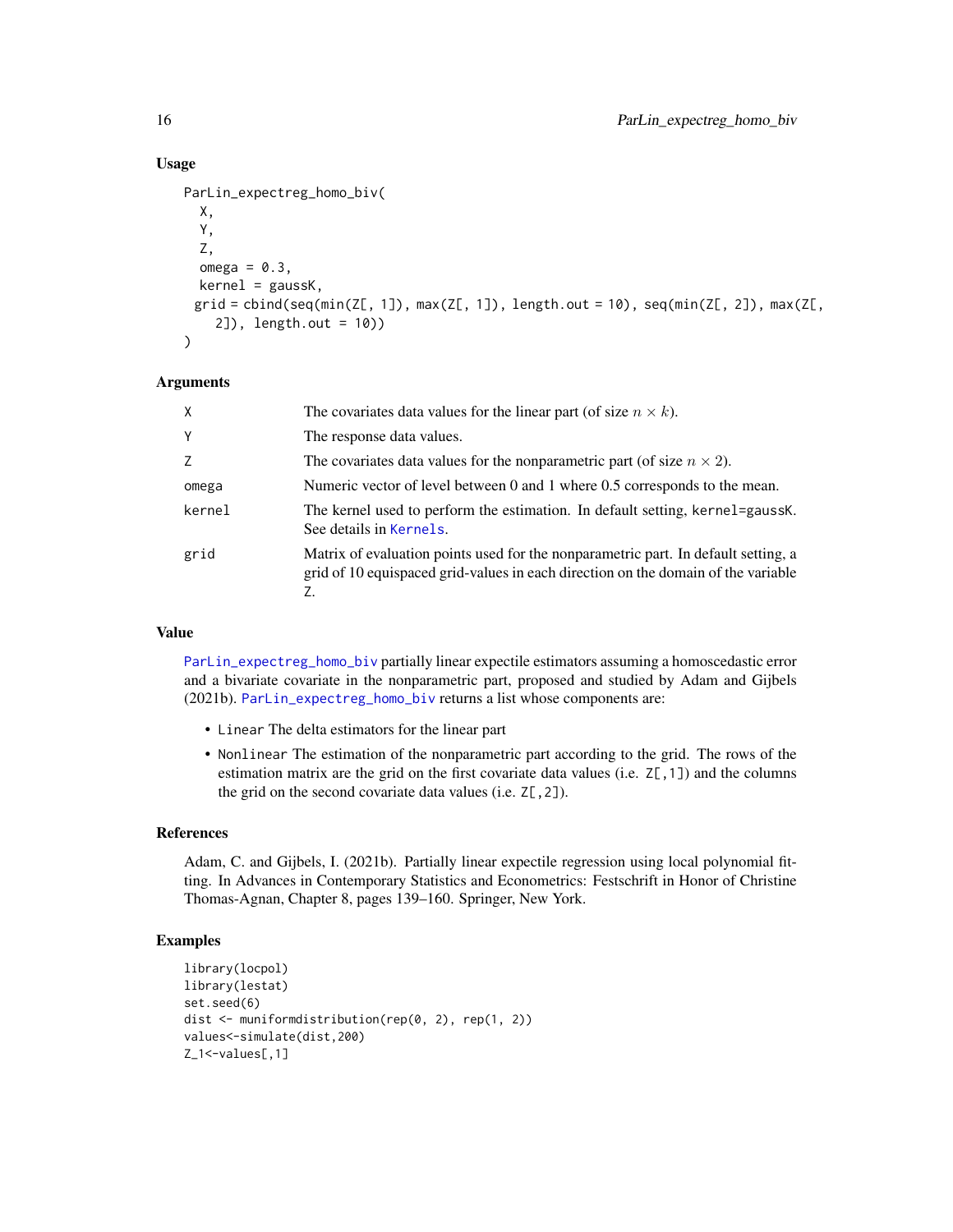### Usage

```
ParLin_expectreg_homo_biv(
  X,
  Y,
  Z,
  omega = 0.3,
  kernel = gaussK,
 grid = cbind(seq(min(Z[, 1]), max(Z[, 1]), length.out = 10), seq(min(Z[, 2]), max(Z[,
    2]), length.out = 10))
)
```

### Arguments

| | |
|---|---|
| X | The covariates data values for the linear part (of size $n \times k$). |
| Y | The response data values. |
| Z | The covariates data values for the nonparametric part (of size $n \times 2$). |
| omega | Numeric vector of level between 0 and 1 where 0.5 corresponds to the mean. |
| kernel | The kernel used to perform the estimation. In default setting, kernel=gaussK. See details in Kernels. |
| grid | Matrix of evaluation points used for the nonparametric part. In default setting, a grid of 10 equispaced grid-values in each direction on the domain of the variable Z. |

### Value

ParLin_expectreg_homo_biv partially linear expectile estimators assuming a homoscedastic error and a bivariate covariate in the nonparametric part, proposed and studied by Adam and Gijbels (2021b). ParLin_expectreg_homo_biv returns a list whose components are:

- Linear The delta estimators for the linear part
- Nonlinear The estimation of the nonparametric part according to the grid. The rows of the estimation matrix are the grid on the first covariate data values (i.e. Z[,1]) and the columns the grid on the second covariate data values (i.e. Z[,2]).

### References

Adam, C. and Gijbels, I. (2021b). Partially linear expectile regression using local polynomial fitting. In Advances in Contemporary Statistics and Econometrics: Festschrift in Honor of Christine Thomas-Agnan, Chapter 8, pages 139–160. Springer, New York.

### Examples

```
library(locpol)
library(lestat)
set.seed(6)
dist <- muniformdistribution(rep(0, 2), rep(1, 2))
values<-simulate(dist,200)
Z_1<-values[,1]
```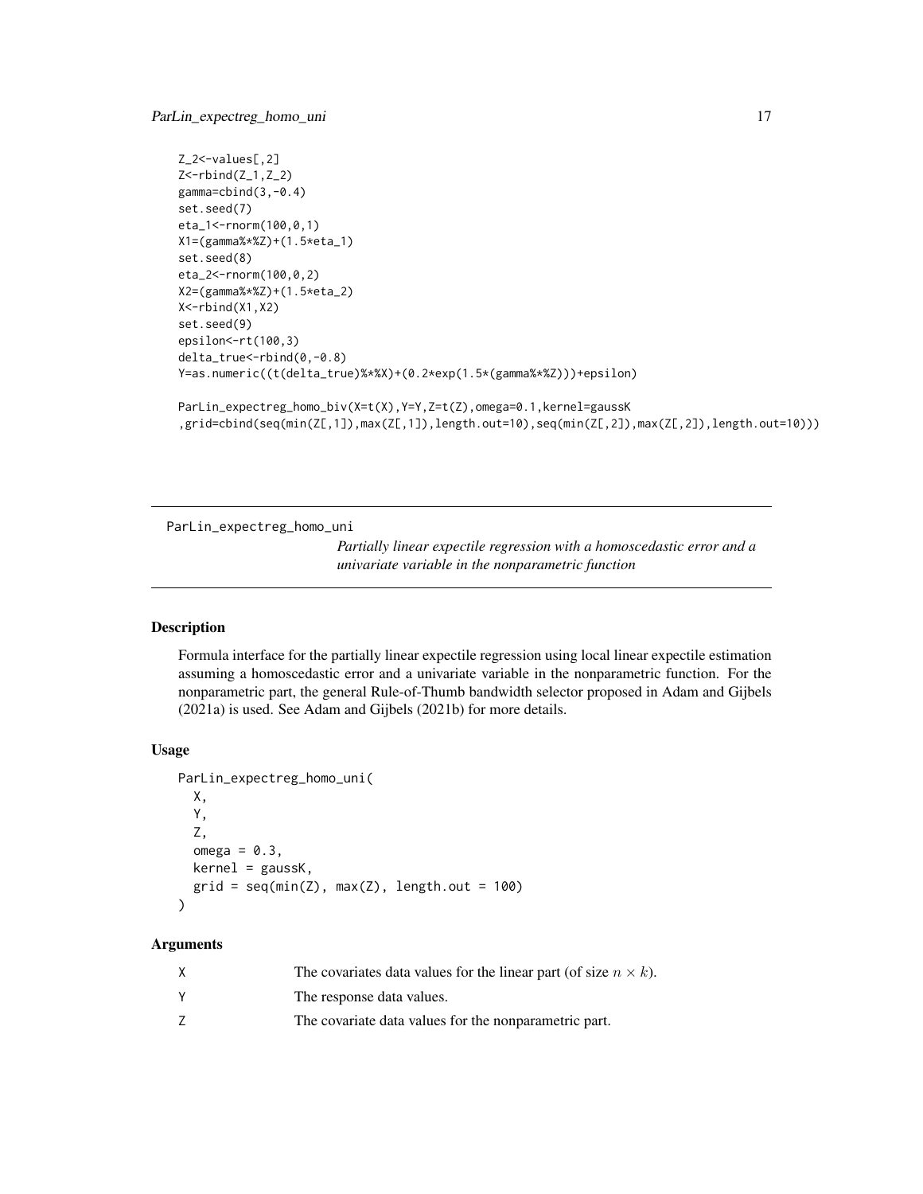```
Z_2<-values[,2]
Z<-rbind(Z_1,Z_2)
gamma=cbind(3,-0.4)
set.seed(7)
eta_1<-rnorm(100,0,1)
X1=(gamma%*%Z)+(1.5*eta_1)
set.seed(8)
eta_2<-rnorm(100,0,2)
X2=(gamma%*%Z)+(1.5*eta_2)
X<-rbind(X1,X2)
set.seed(9)
epsilon<-rt(100,3)
delta_true<-rbind(0,-0.8)
Y=as.numeric((t(delta_true)%*%X)+(0.2*exp(1.5*(gamma%*%Z)))+epsilon)

ParLin_expectreg_homo_biv(X=t(X),Y=Y,Z=t(Z),omega=0.1,kernel=gaussK
,grid=cbind(seq(min(Z[,1]),max(Z[,1]),length.out=10),seq(min(Z[,2]),max(Z[,2]),length.out=10)))
```

---

## ParLin_expectreg_homo_uni

*Partially linear expectile regression with a homoscedastic error and a univariate variable in the nonparametric function*

---

### Description

Formula interface for the partially linear expectile regression using local linear expectile estimation assuming a homoscedastic error and a univariate variable in the nonparametric function. For the nonparametric part, the general Rule-of-Thumb bandwidth selector proposed in Adam and Gijbels (2021a) is used. See Adam and Gijbels (2021b) for more details.

### Usage

```
ParLin_expectreg_homo_uni(
  X,
  Y,
  Z,
  omega = 0.3,
  kernel = gaussK,
  grid = seq(min(Z), max(Z), length.out = 100)
)
```

### Arguments

| | |
|---|---|
| X | The covariates data values for the linear part (of size $n \times k$). |
| Y | The response data values. |
| Z | The covariate data values for the nonparametric part. |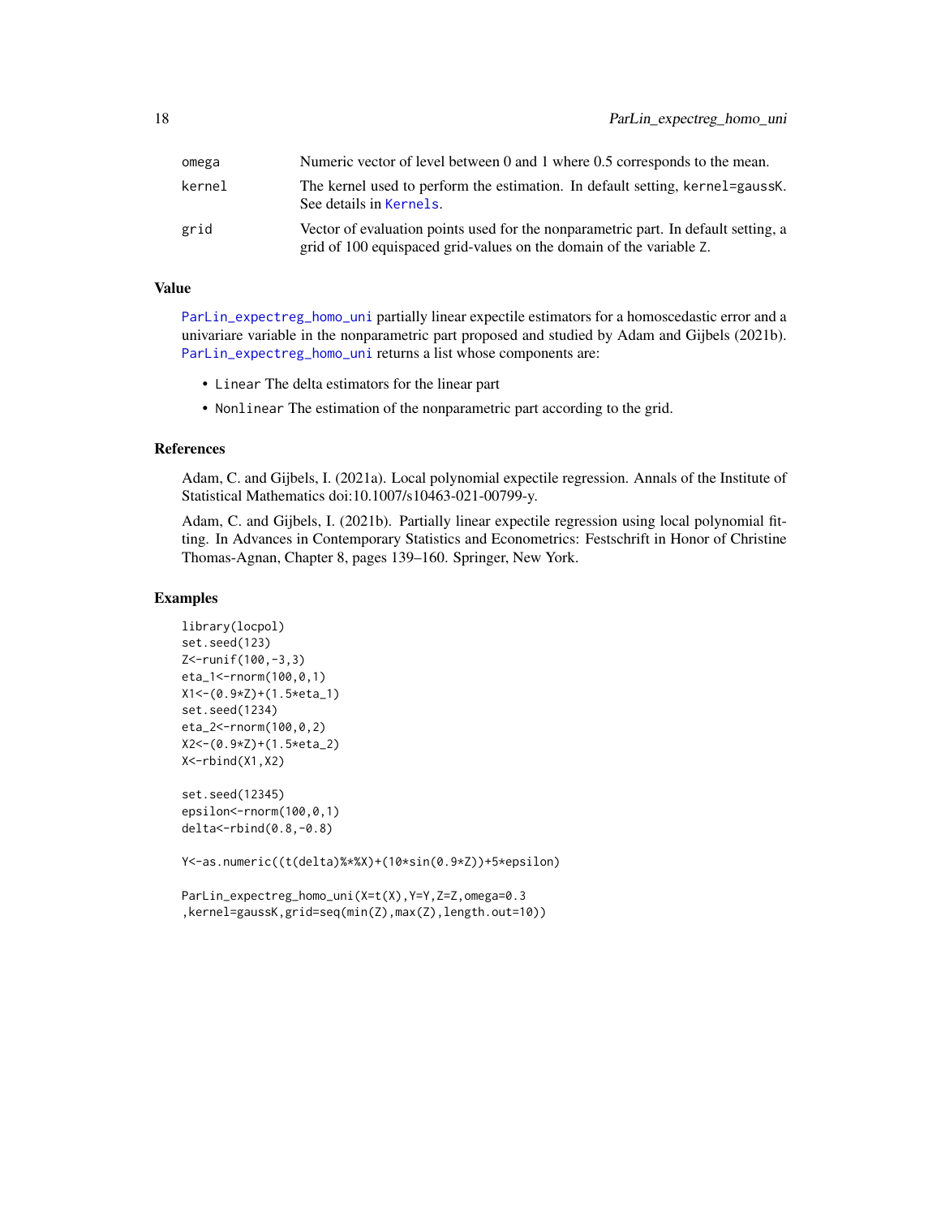| | |
|---|---|
| omega | Numeric vector of level between 0 and 1 where 0.5 corresponds to the mean. |
| kernel | The kernel used to perform the estimation. In default setting, kernel=gaussK. See details in Kernels. |
| grid | Vector of evaluation points used for the nonparametric part. In default setting, a grid of 100 equispaced grid-values on the domain of the variable Z. |

## Value

ParLin_expectreg_homo_uni partially linear expectile estimators for a homoscedastic error and a univariare variable in the nonparametric part proposed and studied by Adam and Gijbels (2021b). ParLin_expectreg_homo_uni returns a list whose components are:

- Linear The delta estimators for the linear part
- Nonlinear The estimation of the nonparametric part according to the grid.

## References

Adam, C. and Gijbels, I. (2021a). Local polynomial expectile regression. Annals of the Institute of Statistical Mathematics doi:10.1007/s10463-021-00799-y.

Adam, C. and Gijbels, I. (2021b). Partially linear expectile regression using local polynomial fitting. In Advances in Contemporary Statistics and Econometrics: Festschrift in Honor of Christine Thomas-Agnan, Chapter 8, pages 139–160. Springer, New York.

## Examples

```
library(locpol)
set.seed(123)
Z<-runif(100,-3,3)
eta_1<-rnorm(100,0,1)
X1<-(0.9*Z)+(1.5*eta_1)
set.seed(1234)
eta_2<-rnorm(100,0,2)
X2<-(0.9*Z)+(1.5*eta_2)
X<-rbind(X1,X2)

set.seed(12345)
epsilon<-rnorm(100,0,1)
delta<-rbind(0.8,-0.8)

Y<-as.numeric((t(delta)%*%X)+(10*sin(0.9*Z))+5*epsilon)

ParLin_expectreg_homo_uni(X=t(X),Y=Y,Z=Z,omega=0.3
,kernel=gaussK,grid=seq(min(Z),max(Z),length.out=10))
```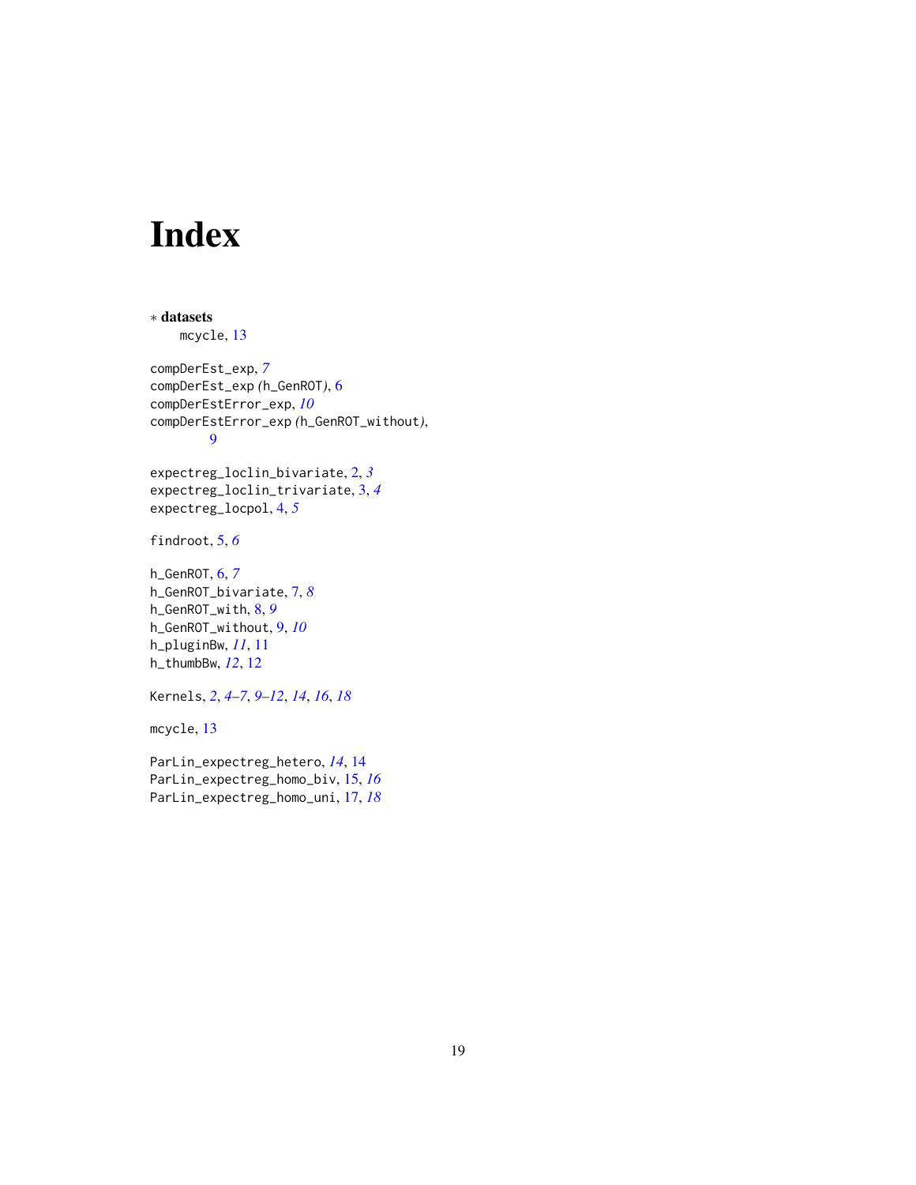# Index

∗ **datasets**
    mcycle, 13

compDerEst_exp, *7*
compDerEst_exp *(*h_GenROT*)*, 6
compDerEstError_exp, *10*
compDerEstError_exp *(*h_GenROT_without*)*, 9

expectreg_loclin_bivariate, 2, *3*
expectreg_loclin_trivariate, 3, *4*
expectreg_locpol, 4, *5*

findroot, 5, *6*

h_GenROT, 6, *7*
h_GenROT_bivariate, 7, *8*
h_GenROT_with, 8, *9*
h_GenROT_without, 9, *10*
h_pluginBw, *11*, 11
h_thumbBw, *12*, 12

Kernels, *2*, *4–7*, *9–12*, *14*, *16*, *18*

mcycle, 13

ParLin_expectreg_hetero, *14*, 14
ParLin_expectreg_homo_biv, 15, *16*
ParLin_expectreg_homo_uni, 17, *18*